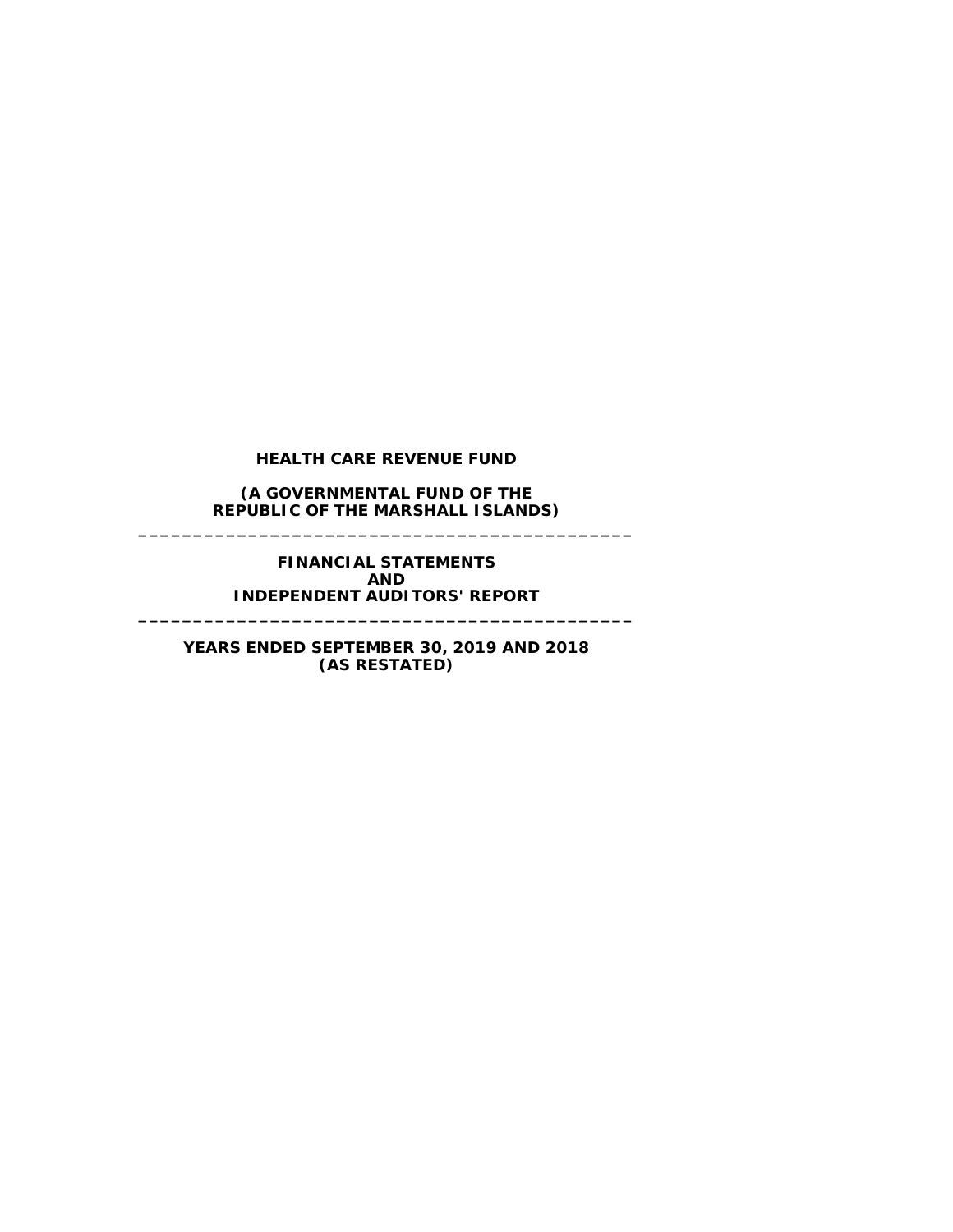**HEALTH CARE REVENUE FUND**

**(A GOVERNMENTAL FUND OF THE REPUBLIC OF THE MARSHALL ISLANDS)**

---

**FINANCIAL STATEMENTS AND INDEPENDENT AUDITORS' REPORT**

---

**YEARS ENDED SEPTEMBER 30, 2019 AND 2018 (AS RESTATED)**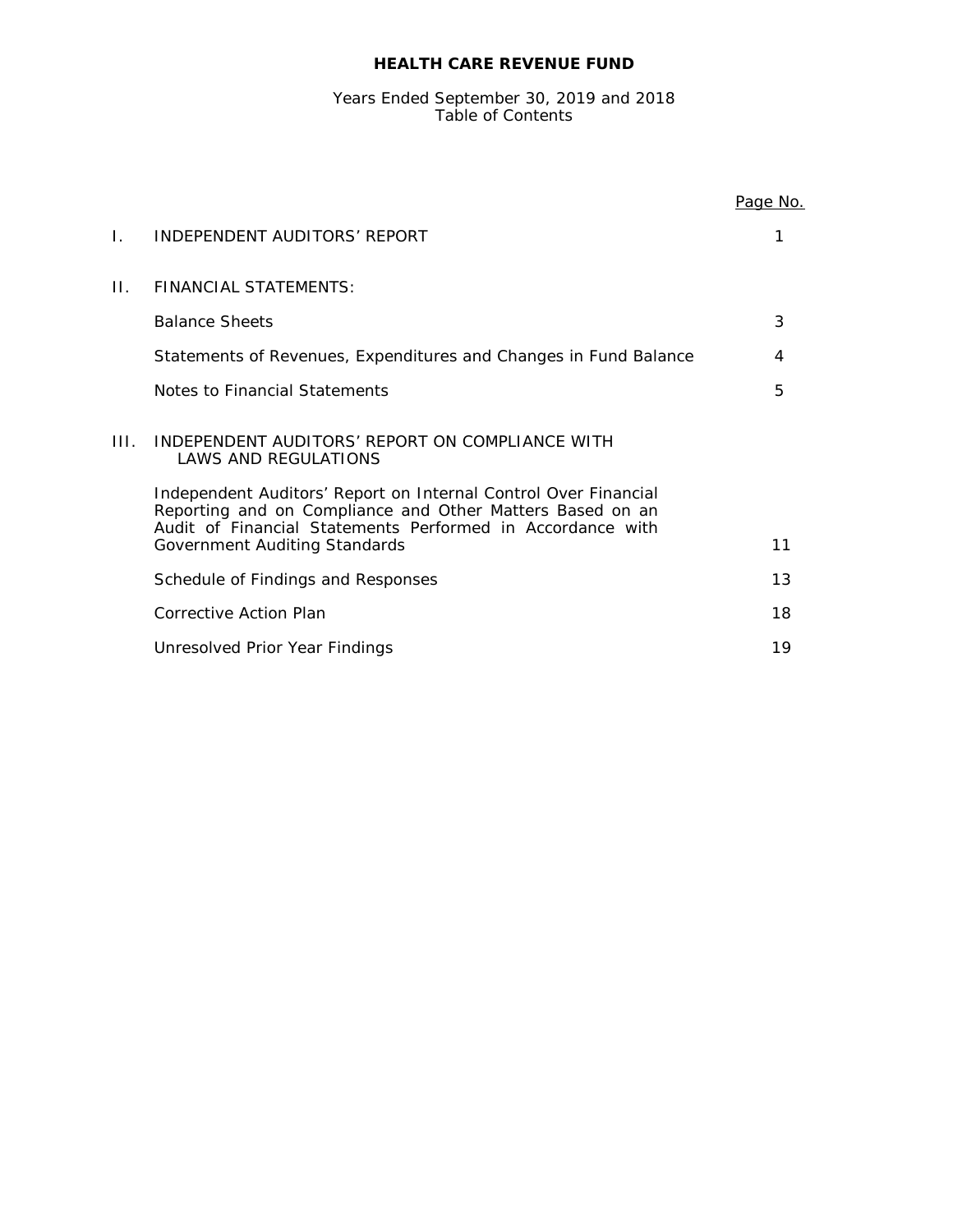# HEALTH CARE REVENUE FUND

Years Ended September 30, 2019 and 2018
Table of Contents

| | | Page No. |
|---|---|---|
| I. | INDEPENDENT AUDITORS' REPORT | 1 |
| II. | FINANCIAL STATEMENTS: | |
| | Balance Sheets | 3 |
| | Statements of Revenues, Expenditures and Changes in Fund Balance | 4 |
| | Notes to Financial Statements | 5 |
| III. | INDEPENDENT AUDITORS' REPORT ON COMPLIANCE WITH LAWS AND REGULATIONS | |
| | Independent Auditors' Report on Internal Control Over Financial Reporting and on Compliance and Other Matters Based on an Audit of Financial Statements Performed in Accordance with Government Auditing Standards | 11 |
| | Schedule of Findings and Responses | 13 |
| | Corrective Action Plan | 18 |
| | Unresolved Prior Year Findings | 19 |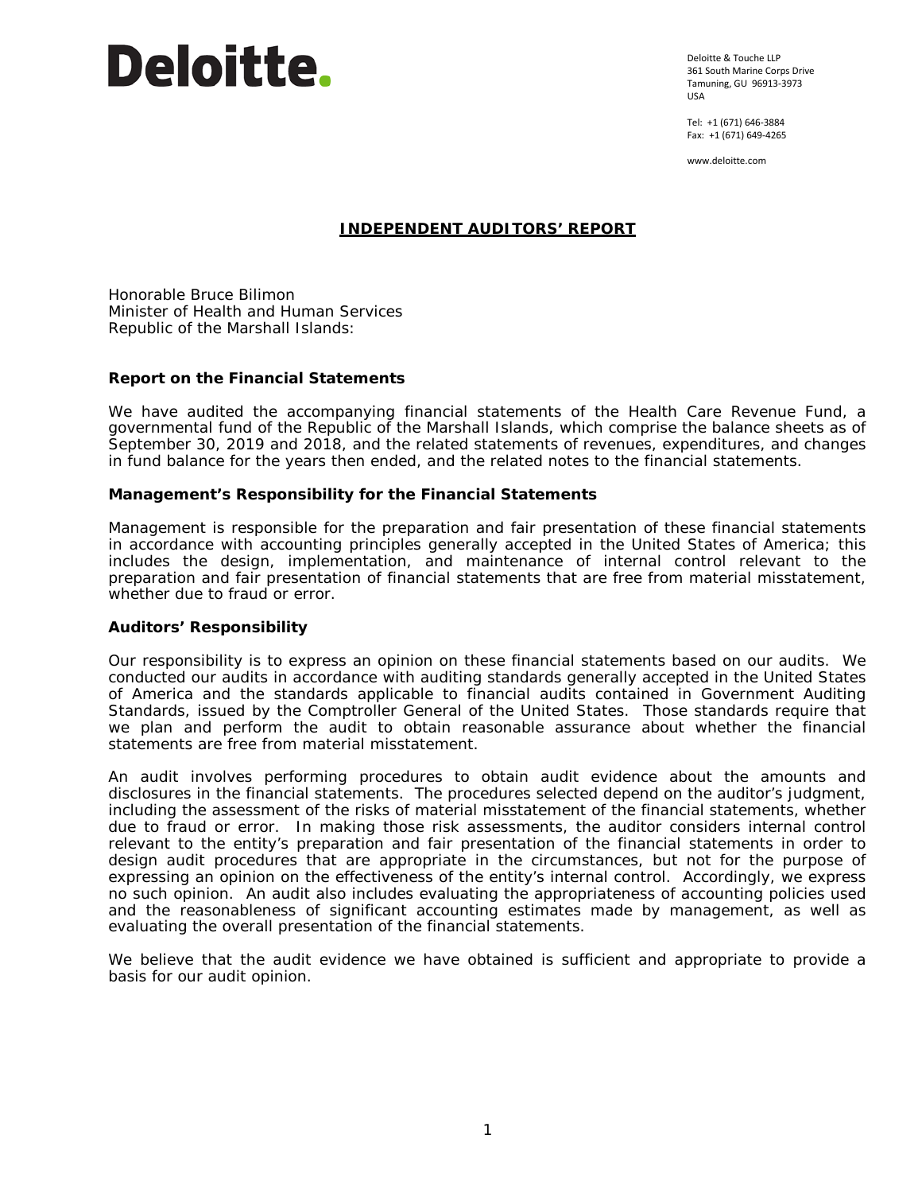Deloitte.

Deloitte & Touche LLP
361 South Marine Corps Drive
Tamuning, GU 96913-3973
USA

Tel: +1 (671) 646-3884
Fax: +1 (671) 649-4265

www.deloitte.com

# INDEPENDENT AUDITORS' REPORT

Honorable Bruce Bilimon
Minister of Health and Human Services
Republic of the Marshall Islands:

## Report on the Financial Statements

We have audited the accompanying financial statements of the Health Care Revenue Fund, a governmental fund of the Republic of the Marshall Islands, which comprise the balance sheets as of September 30, 2019 and 2018, and the related statements of revenues, expenditures, and changes in fund balance for the years then ended, and the related notes to the financial statements.

### Management's Responsibility for the Financial Statements

Management is responsible for the preparation and fair presentation of these financial statements in accordance with accounting principles generally accepted in the United States of America; this includes the design, implementation, and maintenance of internal control relevant to the preparation and fair presentation of financial statements that are free from material misstatement, whether due to fraud or error.

### Auditors' Responsibility

Our responsibility is to express an opinion on these financial statements based on our audits. We conducted our audits in accordance with auditing standards generally accepted in the United States of America and the standards applicable to financial audits contained in Government Auditing Standards, issued by the Comptroller General of the United States. Those standards require that we plan and perform the audit to obtain reasonable assurance about whether the financial statements are free from material misstatement.

An audit involves performing procedures to obtain audit evidence about the amounts and disclosures in the financial statements. The procedures selected depend on the auditor's judgment, including the assessment of the risks of material misstatement of the financial statements, whether due to fraud or error. In making those risk assessments, the auditor considers internal control relevant to the entity's preparation and fair presentation of the financial statements in order to design audit procedures that are appropriate in the circumstances, but not for the purpose of expressing an opinion on the effectiveness of the entity's internal control. Accordingly, we express no such opinion. An audit also includes evaluating the appropriateness of accounting policies used and the reasonableness of significant accounting estimates made by management, as well as evaluating the overall presentation of the financial statements.

We believe that the audit evidence we have obtained is sufficient and appropriate to provide a basis for our audit opinion.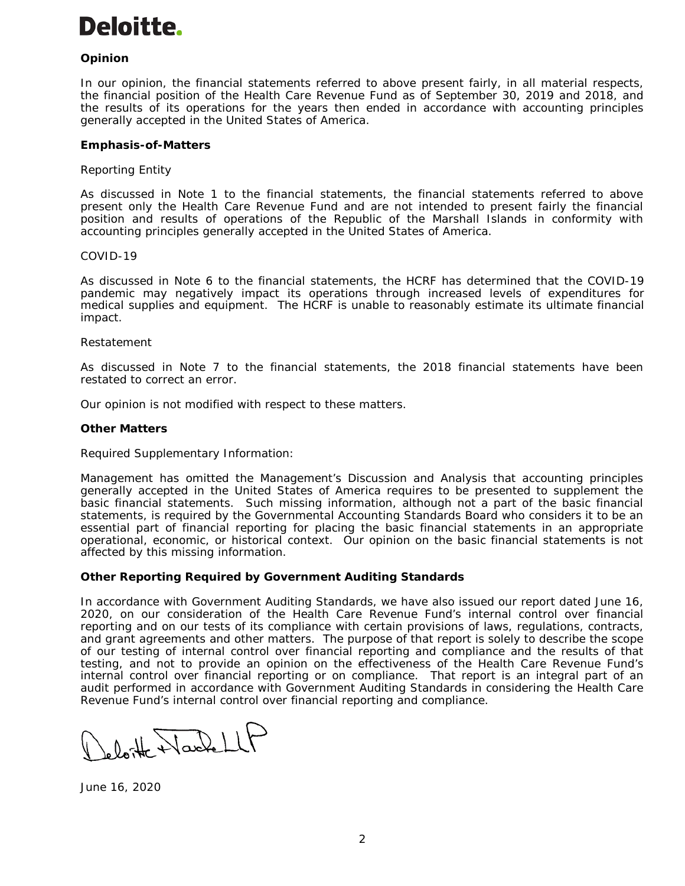**Deloitte.**

**Opinion**

In our opinion, the financial statements referred to above present fairly, in all material respects, the financial position of the Health Care Revenue Fund as of September 30, 2019 and 2018, and the results of its operations for the years then ended in accordance with accounting principles generally accepted in the United States of America.

**Emphasis-of-Matters**

Reporting Entity

As discussed in Note 1 to the financial statements, the financial statements referred to above present only the Health Care Revenue Fund and are not intended to present fairly the financial position and results of operations of the Republic of the Marshall Islands in conformity with accounting principles generally accepted in the United States of America.

COVID-19

As discussed in Note 6 to the financial statements, the HCRF has determined that the COVID-19 pandemic may negatively impact its operations through increased levels of expenditures for medical supplies and equipment. The HCRF is unable to reasonably estimate its ultimate financial impact.

Restatement

As discussed in Note 7 to the financial statements, the 2018 financial statements have been restated to correct an error.

Our opinion is not modified with respect to these matters.

**Other Matters**

Required Supplementary Information:

Management has omitted the Management's Discussion and Analysis that accounting principles generally accepted in the United States of America requires to be presented to supplement the basic financial statements. Such missing information, although not a part of the basic financial statements, is required by the Governmental Accounting Standards Board who considers it to be an essential part of financial reporting for placing the basic financial statements in an appropriate operational, economic, or historical context. Our opinion on the basic financial statements is not affected by this missing information.

**Other Reporting Required by Government Auditing Standards**

In accordance with Government Auditing Standards, we have also issued our report dated June 16, 2020, on our consideration of the Health Care Revenue Fund's internal control over financial reporting and on our tests of its compliance with certain provisions of laws, regulations, contracts, and grant agreements and other matters. The purpose of that report is solely to describe the scope of our testing of internal control over financial reporting and compliance and the results of that testing, and not to provide an opinion on the effectiveness of the Health Care Revenue Fund's internal control over financial reporting or on compliance. That report is an integral part of an audit performed in accordance with Government Auditing Standards in considering the Health Care Revenue Fund's internal control over financial reporting and compliance.

Deloitte & Touche LLP

June 16, 2020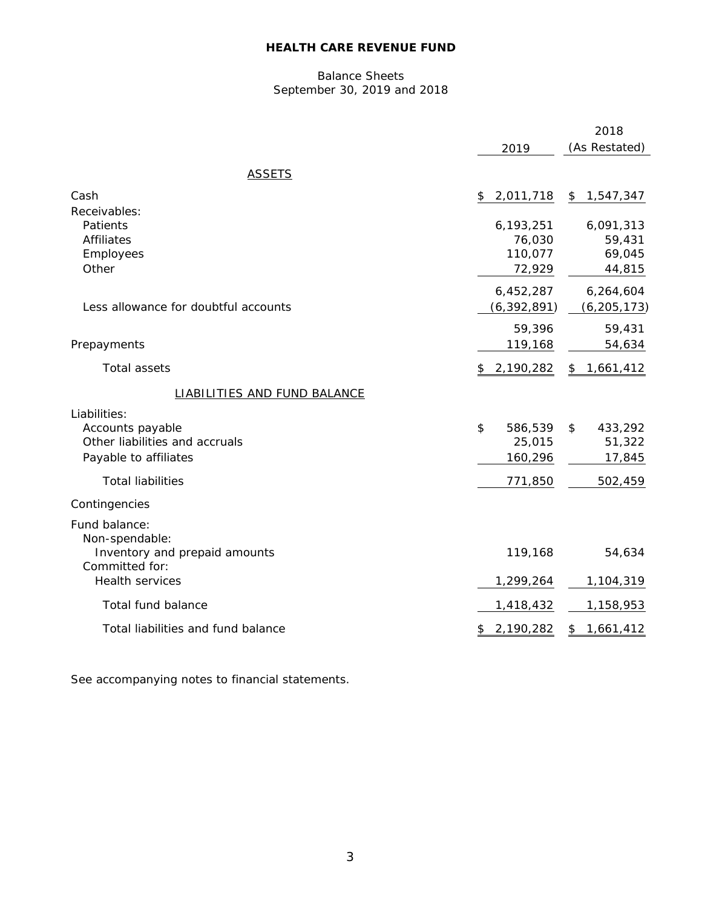**HEALTH CARE REVENUE FUND**

Balance Sheets
September 30, 2019 and 2018

| | 2019 | 2018 (As Restated) |
|---|---|---|
| ASSETS | | |
| Cash | $ 2,011,718 | $ 1,547,347 |
| Receivables: | | |
| Patients | 6,193,251 | 6,091,313 |
| Affiliates | 76,030 | 59,431 |
| Employees | 110,077 | 69,045 |
| Other | 72,929 | 44,815 |
| | 6,452,287 | 6,264,604 |
| Less allowance for doubtful accounts | (6,392,891) | (6,205,173) |
| | 59,396 | 59,431 |
| Prepayments | 119,168 | 54,634 |
| Total assets | $ 2,190,282 | $ 1,661,412 |
| LIABILITIES AND FUND BALANCE | | |
| Liabilities: | | |
| Accounts payable | $ 586,539 | $ 433,292 |
| Other liabilities and accruals | 25,015 | 51,322 |
| Payable to affiliates | 160,296 | 17,845 |
| Total liabilities | 771,850 | 502,459 |
| Contingencies | | |
| Fund balance: | | |
| Non-spendable: | | |
| Inventory and prepaid amounts | 119,168 | 54,634 |
| Committed for: | | |
| Health services | 1,299,264 | 1,104,319 |
| Total fund balance | 1,418,432 | 1,158,953 |
| Total liabilities and fund balance | $ 2,190,282 | $ 1,661,412 |

See accompanying notes to financial statements.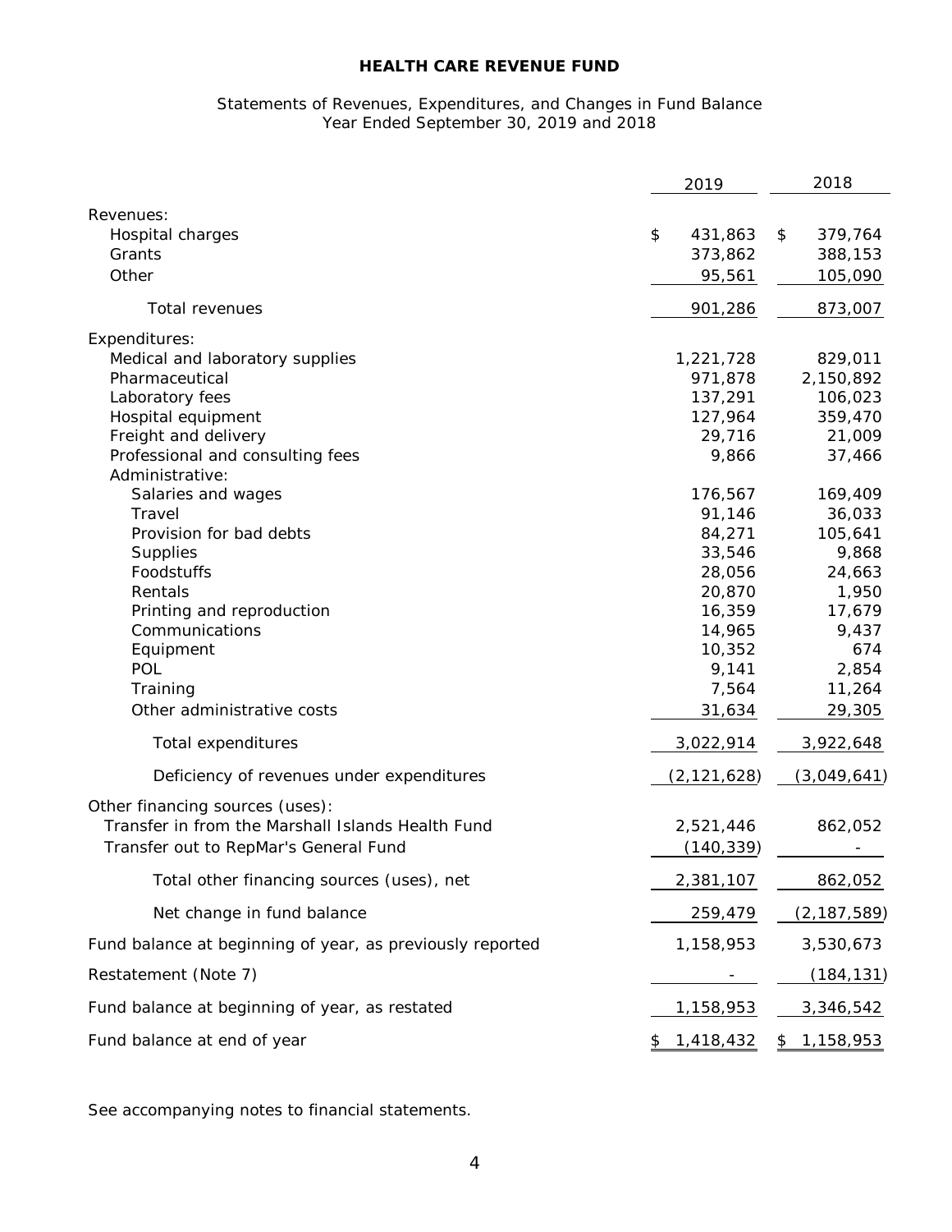# HEALTH CARE REVENUE FUND

Statements of Revenues, Expenditures, and Changes in Fund Balance
Year Ended September 30, 2019 and 2018

| | 2019 | 2018 |
|---|---|---|
| Revenues: | | |
| Hospital charges | $ 431,863 | $ 379,764 |
| Grants | 373,862 | 388,153 |
| Other | 95,561 | 105,090 |
| Total revenues | 901,286 | 873,007 |
| Expenditures: | | |
| Medical and laboratory supplies | 1,221,728 | 829,011 |
| Pharmaceutical | 971,878 | 2,150,892 |
| Laboratory fees | 137,291 | 106,023 |
| Hospital equipment | 127,964 | 359,470 |
| Freight and delivery | 29,716 | 21,009 |
| Professional and consulting fees | 9,866 | 37,466 |
| Administrative: | | |
| Salaries and wages | 176,567 | 169,409 |
| Travel | 91,146 | 36,033 |
| Provision for bad debts | 84,271 | 105,641 |
| Supplies | 33,546 | 9,868 |
| Foodstuffs | 28,056 | 24,663 |
| Rentals | 20,870 | 1,950 |
| Printing and reproduction | 16,359 | 17,679 |
| Communications | 14,965 | 9,437 |
| Equipment | 10,352 | 674 |
| POL | 9,141 | 2,854 |
| Training | 7,564 | 11,264 |
| Other administrative costs | 31,634 | 29,305 |
| Total expenditures | 3,022,914 | 3,922,648 |
| Deficiency of revenues under expenditures | (2,121,628) | (3,049,641) |
| Other financing sources (uses): | | |
| Transfer in from the Marshall Islands Health Fund | 2,521,446 | 862,052 |
| Transfer out to RepMar's General Fund | (140,339) | - |
| Total other financing sources (uses), net | 2,381,107 | 862,052 |
| Net change in fund balance | 259,479 | (2,187,589) |
| Fund balance at beginning of year, as previously reported | 1,158,953 | 3,530,673 |
| Restatement (Note 7) | - | (184,131) |
| Fund balance at beginning of year, as restated | 1,158,953 | 3,346,542 |
| Fund balance at end of year | $ 1,418,432 | $ 1,158,953 |

See accompanying notes to financial statements.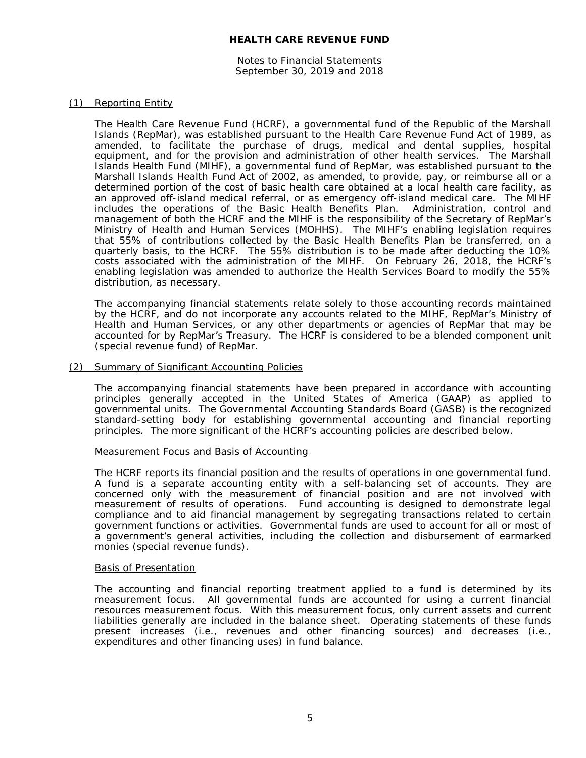# HEALTH CARE REVENUE FUND

Notes to Financial Statements
September 30, 2019 and 2018

## (1) Reporting Entity

The Health Care Revenue Fund (HCRF), a governmental fund of the Republic of the Marshall Islands (RepMar), was established pursuant to the Health Care Revenue Fund Act of 1989, as amended, to facilitate the purchase of drugs, medical and dental supplies, hospital equipment, and for the provision and administration of other health services. The Marshall Islands Health Fund (MIHF), a governmental fund of RepMar, was established pursuant to the Marshall Islands Health Fund Act of 2002, as amended, to provide, pay, or reimburse all or a determined portion of the cost of basic health care obtained at a local health care facility, as an approved off-island medical referral, or as emergency off-island medical care. The MIHF includes the operations of the Basic Health Benefits Plan. Administration, control and management of both the HCRF and the MIHF is the responsibility of the Secretary of RepMar's Ministry of Health and Human Services (MOHHS). The MIHF's enabling legislation requires that 55% of contributions collected by the Basic Health Benefits Plan be transferred, on a quarterly basis, to the HCRF. The 55% distribution is to be made after deducting the 10% costs associated with the administration of the MIHF. On February 26, 2018, the HCRF's enabling legislation was amended to authorize the Health Services Board to modify the 55% distribution, as necessary.

The accompanying financial statements relate solely to those accounting records maintained by the HCRF, and do not incorporate any accounts related to the MIHF, RepMar's Ministry of Health and Human Services, or any other departments or agencies of RepMar that may be accounted for by RepMar's Treasury. The HCRF is considered to be a blended component unit (special revenue fund) of RepMar.

## (2) Summary of Significant Accounting Policies

The accompanying financial statements have been prepared in accordance with accounting principles generally accepted in the United States of America (GAAP) as applied to governmental units. The Governmental Accounting Standards Board (GASB) is the recognized standard-setting body for establishing governmental accounting and financial reporting principles. The more significant of the HCRF's accounting policies are described below.

### Measurement Focus and Basis of Accounting

The HCRF reports its financial position and the results of operations in one governmental fund. A fund is a separate accounting entity with a self-balancing set of accounts. They are concerned only with the measurement of financial position and are not involved with measurement of results of operations. Fund accounting is designed to demonstrate legal compliance and to aid financial management by segregating transactions related to certain government functions or activities. Governmental funds are used to account for all or most of a government's general activities, including the collection and disbursement of earmarked monies (special revenue funds).

### Basis of Presentation

The accounting and financial reporting treatment applied to a fund is determined by its measurement focus. All governmental funds are accounted for using a current financial resources measurement focus. With this measurement focus, only current assets and current liabilities generally are included in the balance sheet. Operating statements of these funds present increases (i.e., revenues and other financing sources) and decreases (i.e., expenditures and other financing uses) in fund balance.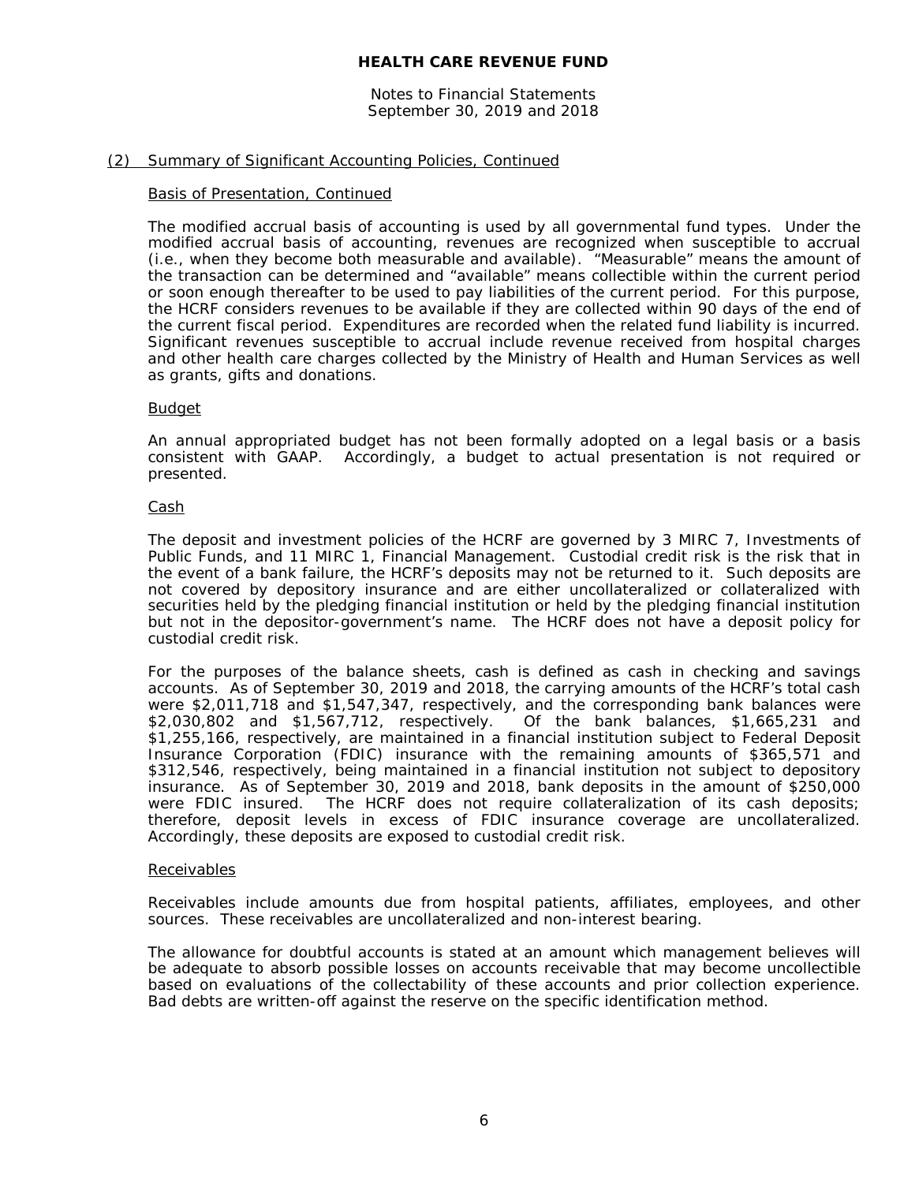# HEALTH CARE REVENUE FUND

Notes to Financial Statements
September 30, 2019 and 2018

## (2) Summary of Significant Accounting Policies, Continued

### Basis of Presentation, Continued

The modified accrual basis of accounting is used by all governmental fund types. Under the modified accrual basis of accounting, revenues are recognized when susceptible to accrual (i.e., when they become both measurable and available). "Measurable" means the amount of the transaction can be determined and "available" means collectible within the current period or soon enough thereafter to be used to pay liabilities of the current period. For this purpose, the HCRF considers revenues to be available if they are collected within 90 days of the end of the current fiscal period. Expenditures are recorded when the related fund liability is incurred. Significant revenues susceptible to accrual include revenue received from hospital charges and other health care charges collected by the Ministry of Health and Human Services as well as grants, gifts and donations.

### Budget

An annual appropriated budget has not been formally adopted on a legal basis or a basis consistent with GAAP. Accordingly, a budget to actual presentation is not required or presented.

### Cash

The deposit and investment policies of the HCRF are governed by 3 MIRC 7, Investments of Public Funds, and 11 MIRC 1, Financial Management. Custodial credit risk is the risk that in the event of a bank failure, the HCRF's deposits may not be returned to it. Such deposits are not covered by depository insurance and are either uncollateralized or collateralized with securities held by the pledging financial institution or held by the pledging financial institution but not in the depositor-government's name. The HCRF does not have a deposit policy for custodial credit risk.

For the purposes of the balance sheets, cash is defined as cash in checking and savings accounts. As of September 30, 2019 and 2018, the carrying amounts of the HCRF's total cash were $2,011,718 and $1,547,347, respectively, and the corresponding bank balances were $2,030,802 and $1,567,712, respectively. Of the bank balances, $1,665,231 and $1,255,166, respectively, are maintained in a financial institution subject to Federal Deposit Insurance Corporation (FDIC) insurance with the remaining amounts of $365,571 and $312,546, respectively, being maintained in a financial institution not subject to depository insurance. As of September 30, 2019 and 2018, bank deposits in the amount of $250,000 were FDIC insured. The HCRF does not require collateralization of its cash deposits; therefore, deposit levels in excess of FDIC insurance coverage are uncollateralized. Accordingly, these deposits are exposed to custodial credit risk.

### Receivables

Receivables include amounts due from hospital patients, affiliates, employees, and other sources. These receivables are uncollateralized and non-interest bearing.

The allowance for doubtful accounts is stated at an amount which management believes will be adequate to absorb possible losses on accounts receivable that may become uncollectible based on evaluations of the collectability of these accounts and prior collection experience. Bad debts are written-off against the reserve on the specific identification method.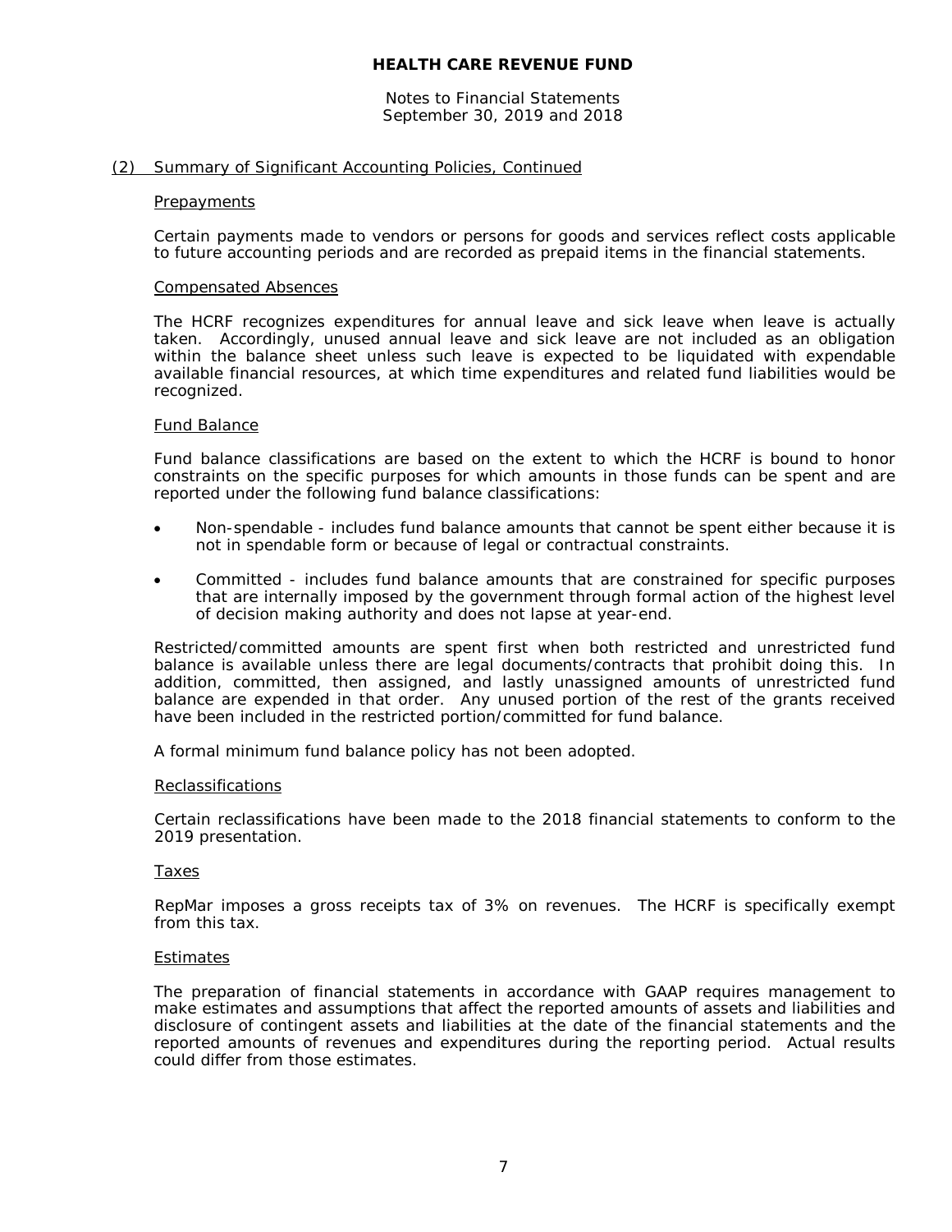# HEALTH CARE REVENUE FUND

Notes to Financial Statements
September 30, 2019 and 2018

## (2) Summary of Significant Accounting Policies, Continued

### Prepayments

Certain payments made to vendors or persons for goods and services reflect costs applicable to future accounting periods and are recorded as prepaid items in the financial statements.

### Compensated Absences

The HCRF recognizes expenditures for annual leave and sick leave when leave is actually taken. Accordingly, unused annual leave and sick leave are not included as an obligation within the balance sheet unless such leave is expected to be liquidated with expendable available financial resources, at which time expenditures and related fund liabilities would be recognized.

### Fund Balance

Fund balance classifications are based on the extent to which the HCRF is bound to honor constraints on the specific purposes for which amounts in those funds can be spent and are reported under the following fund balance classifications:

- Non-spendable - includes fund balance amounts that cannot be spent either because it is not in spendable form or because of legal or contractual constraints.
- Committed - includes fund balance amounts that are constrained for specific purposes that are internally imposed by the government through formal action of the highest level of decision making authority and does not lapse at year-end.

Restricted/committed amounts are spent first when both restricted and unrestricted fund balance is available unless there are legal documents/contracts that prohibit doing this. In addition, committed, then assigned, and lastly unassigned amounts of unrestricted fund balance are expended in that order. Any unused portion of the rest of the grants received have been included in the restricted portion/committed for fund balance.

A formal minimum fund balance policy has not been adopted.

### Reclassifications

Certain reclassifications have been made to the 2018 financial statements to conform to the 2019 presentation.

### Taxes

RepMar imposes a gross receipts tax of 3% on revenues. The HCRF is specifically exempt from this tax.

### Estimates

The preparation of financial statements in accordance with GAAP requires management to make estimates and assumptions that affect the reported amounts of assets and liabilities and disclosure of contingent assets and liabilities at the date of the financial statements and the reported amounts of revenues and expenditures during the reporting period. Actual results could differ from those estimates.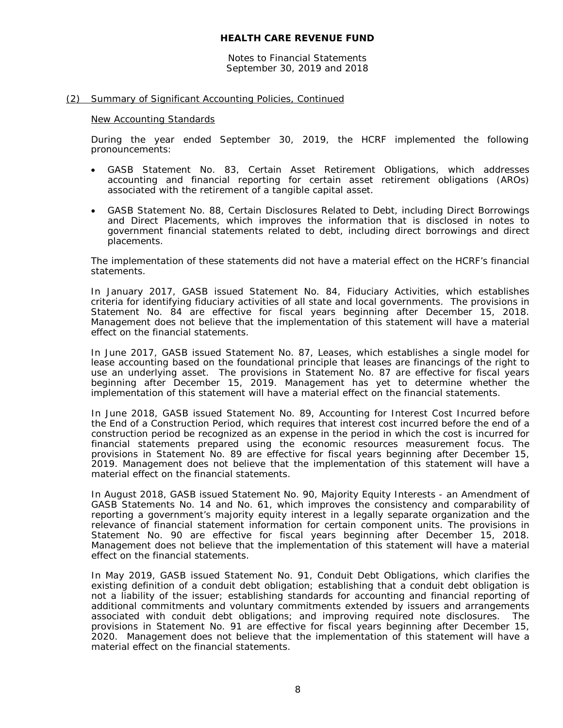## (2) Summary of Significant Accounting Policies, Continued

### New Accounting Standards

During the year ended September 30, 2019, the HCRF implemented the following pronouncements:

- GASB Statement No. 83, Certain Asset Retirement Obligations, which addresses accounting and financial reporting for certain asset retirement obligations (AROs) associated with the retirement of a tangible capital asset.
- GASB Statement No. 88, Certain Disclosures Related to Debt, including Direct Borrowings and Direct Placements, which improves the information that is disclosed in notes to government financial statements related to debt, including direct borrowings and direct placements.

The implementation of these statements did not have a material effect on the HCRF's financial statements.

In January 2017, GASB issued Statement No. 84, Fiduciary Activities, which establishes criteria for identifying fiduciary activities of all state and local governments. The provisions in Statement No. 84 are effective for fiscal years beginning after December 15, 2018. Management does not believe that the implementation of this statement will have a material effect on the financial statements.

In June 2017, GASB issued Statement No. 87, Leases, which establishes a single model for lease accounting based on the foundational principle that leases are financings of the right to use an underlying asset. The provisions in Statement No. 87 are effective for fiscal years beginning after December 15, 2019. Management has yet to determine whether the implementation of this statement will have a material effect on the financial statements.

In June 2018, GASB issued Statement No. 89, Accounting for Interest Cost Incurred before the End of a Construction Period, which requires that interest cost incurred before the end of a construction period be recognized as an expense in the period in which the cost is incurred for financial statements prepared using the economic resources measurement focus. The provisions in Statement No. 89 are effective for fiscal years beginning after December 15, 2019. Management does not believe that the implementation of this statement will have a material effect on the financial statements.

In August 2018, GASB issued Statement No. 90, Majority Equity Interests - an Amendment of GASB Statements No. 14 and No. 61, which improves the consistency and comparability of reporting a government's majority equity interest in a legally separate organization and the relevance of financial statement information for certain component units. The provisions in Statement No. 90 are effective for fiscal years beginning after December 15, 2018. Management does not believe that the implementation of this statement will have a material effect on the financial statements.

In May 2019, GASB issued Statement No. 91, Conduit Debt Obligations, which clarifies the existing definition of a conduit debt obligation; establishing that a conduit debt obligation is not a liability of the issuer; establishing standards for accounting and financial reporting of additional commitments and voluntary commitments extended by issuers and arrangements associated with conduit debt obligations; and improving required note disclosures. The provisions in Statement No. 91 are effective for fiscal years beginning after December 15, 2020. Management does not believe that the implementation of this statement will have a material effect on the financial statements.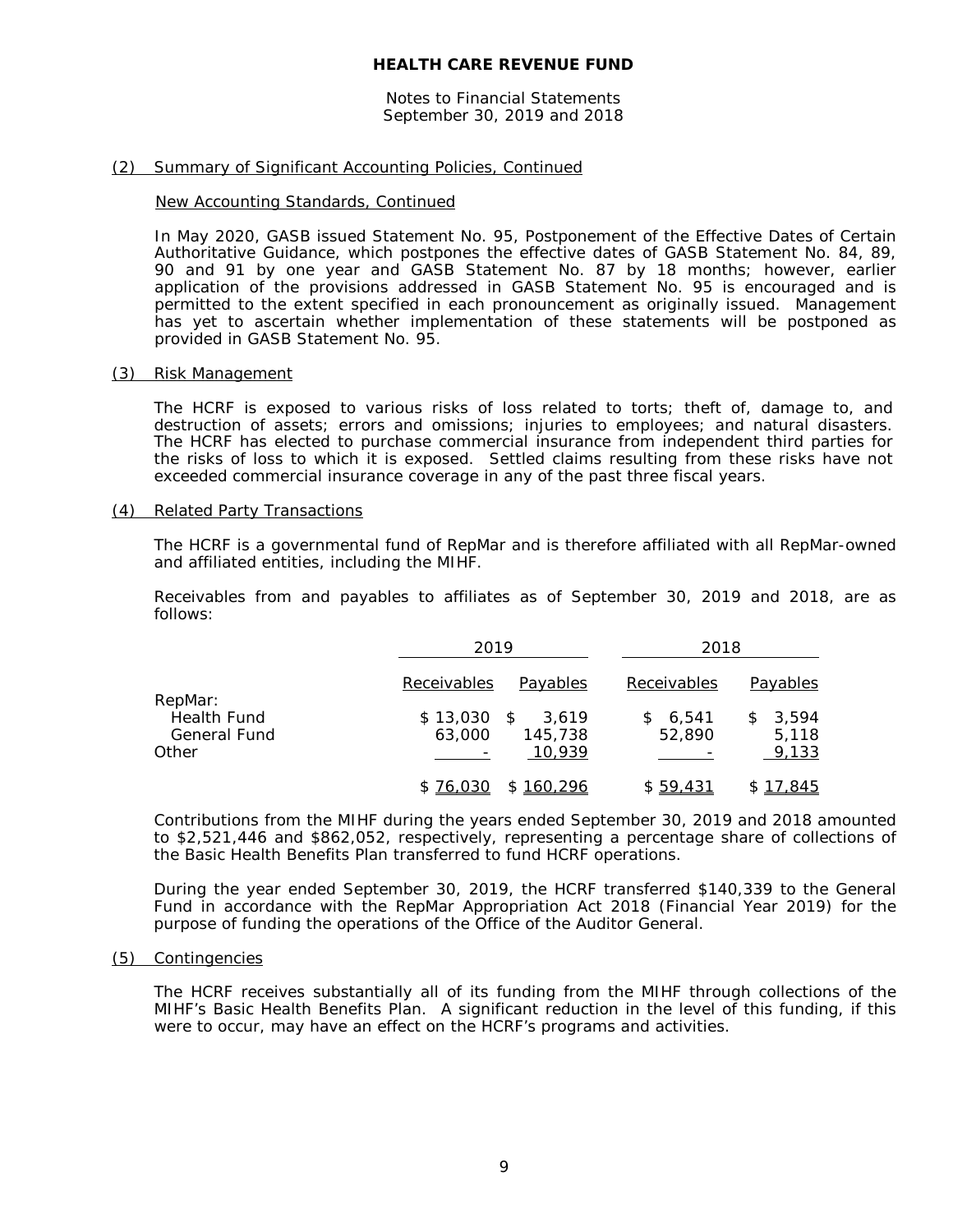## (2) Summary of Significant Accounting Policies, Continued

### New Accounting Standards, Continued

In May 2020, GASB issued Statement No. 95, Postponement of the Effective Dates of Certain Authoritative Guidance, which postpones the effective dates of GASB Statement No. 84, 89, 90 and 91 by one year and GASB Statement No. 87 by 18 months; however, earlier application of the provisions addressed in GASB Statement No. 95 is encouraged and is permitted to the extent specified in each pronouncement as originally issued. Management has yet to ascertain whether implementation of these statements will be postponed as provided in GASB Statement No. 95.

## (3) Risk Management

The HCRF is exposed to various risks of loss related to torts; theft of, damage to, and destruction of assets; errors and omissions; injuries to employees; and natural disasters. The HCRF has elected to purchase commercial insurance from independent third parties for the risks of loss to which it is exposed. Settled claims resulting from these risks have not exceeded commercial insurance coverage in any of the past three fiscal years.

## (4) Related Party Transactions

The HCRF is a governmental fund of RepMar and is therefore affiliated with all RepMar-owned and affiliated entities, including the MIHF.

Receivables from and payables to affiliates as of September 30, 2019 and 2018, are as follows:

| | 2019 | | 2018 | |
|---|---|---|---|---|
| | Receivables | Payables | Receivables | Payables |
| RepMar: | | | | |
| Health Fund | $ 13,030 | $ 3,619 | $ 6,541 | $ 3,594 |
| General Fund | 63,000 | 145,738 | 52,890 | 5,118 |
| Other | - | 10,939 | - | 9,133 |
| | $ 76,030 | $ 160,296 | $ 59,431 | $ 17,845 |

Contributions from the MIHF during the years ended September 30, 2019 and 2018 amounted to $2,521,446 and $862,052, respectively, representing a percentage share of collections of the Basic Health Benefits Plan transferred to fund HCRF operations.

During the year ended September 30, 2019, the HCRF transferred $140,339 to the General Fund in accordance with the RepMar Appropriation Act 2018 (Financial Year 2019) for the purpose of funding the operations of the Office of the Auditor General.

## (5) Contingencies

The HCRF receives substantially all of its funding from the MIHF through collections of the MIHF's Basic Health Benefits Plan. A significant reduction in the level of this funding, if this were to occur, may have an effect on the HCRF's programs and activities.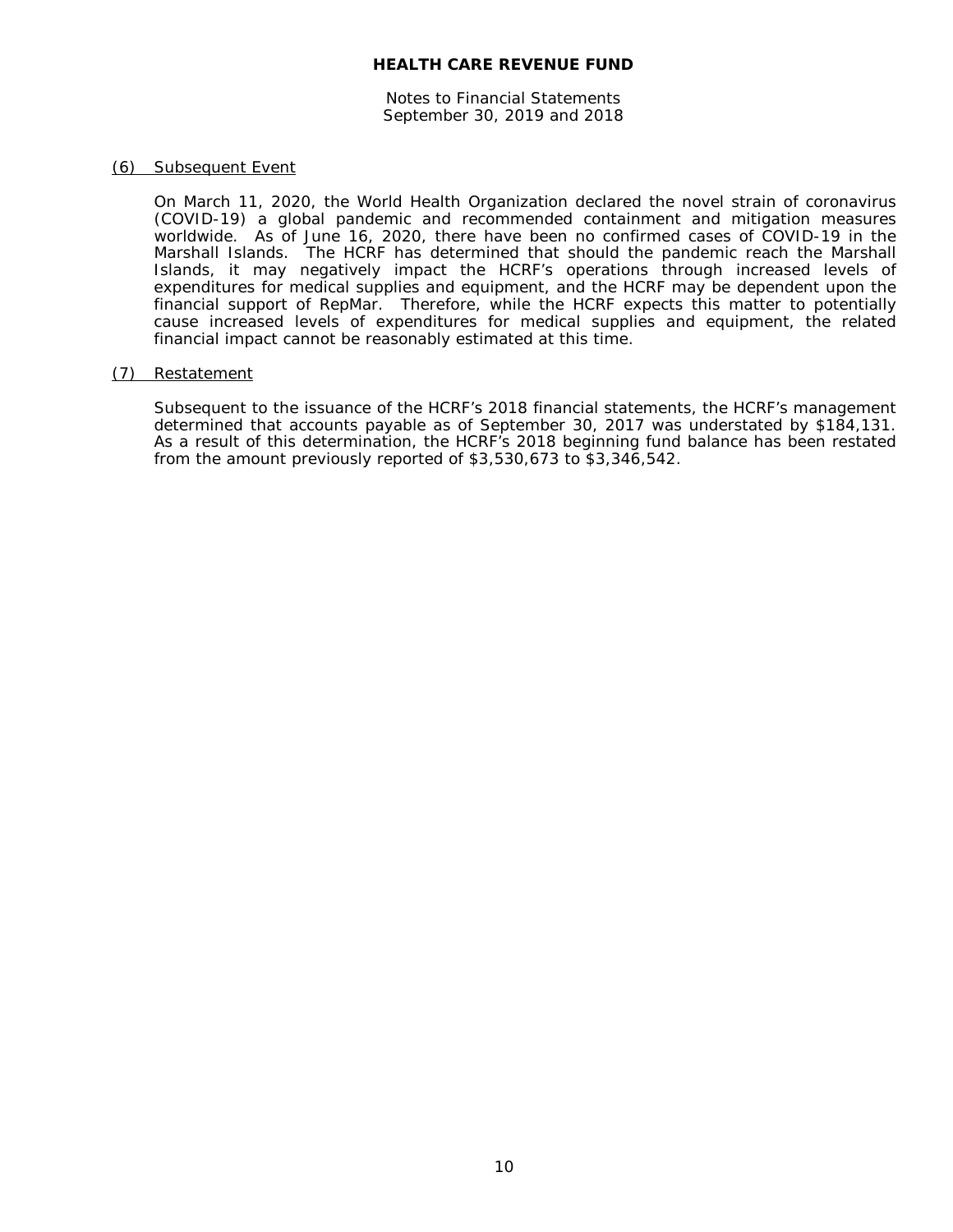## (6) Subsequent Event

On March 11, 2020, the World Health Organization declared the novel strain of coronavirus (COVID-19) a global pandemic and recommended containment and mitigation measures worldwide. As of June 16, 2020, there have been no confirmed cases of COVID-19 in the Marshall Islands. The HCRF has determined that should the pandemic reach the Marshall Islands, it may negatively impact the HCRF's operations through increased levels of expenditures for medical supplies and equipment, and the HCRF may be dependent upon the financial support of RepMar. Therefore, while the HCRF expects this matter to potentially cause increased levels of expenditures for medical supplies and equipment, the related financial impact cannot be reasonably estimated at this time.

## (7) Restatement

Subsequent to the issuance of the HCRF's 2018 financial statements, the HCRF's management determined that accounts payable as of September 30, 2017 was understated by $184,131. As a result of this determination, the HCRF's 2018 beginning fund balance has been restated from the amount previously reported of $3,530,673 to $3,346,542.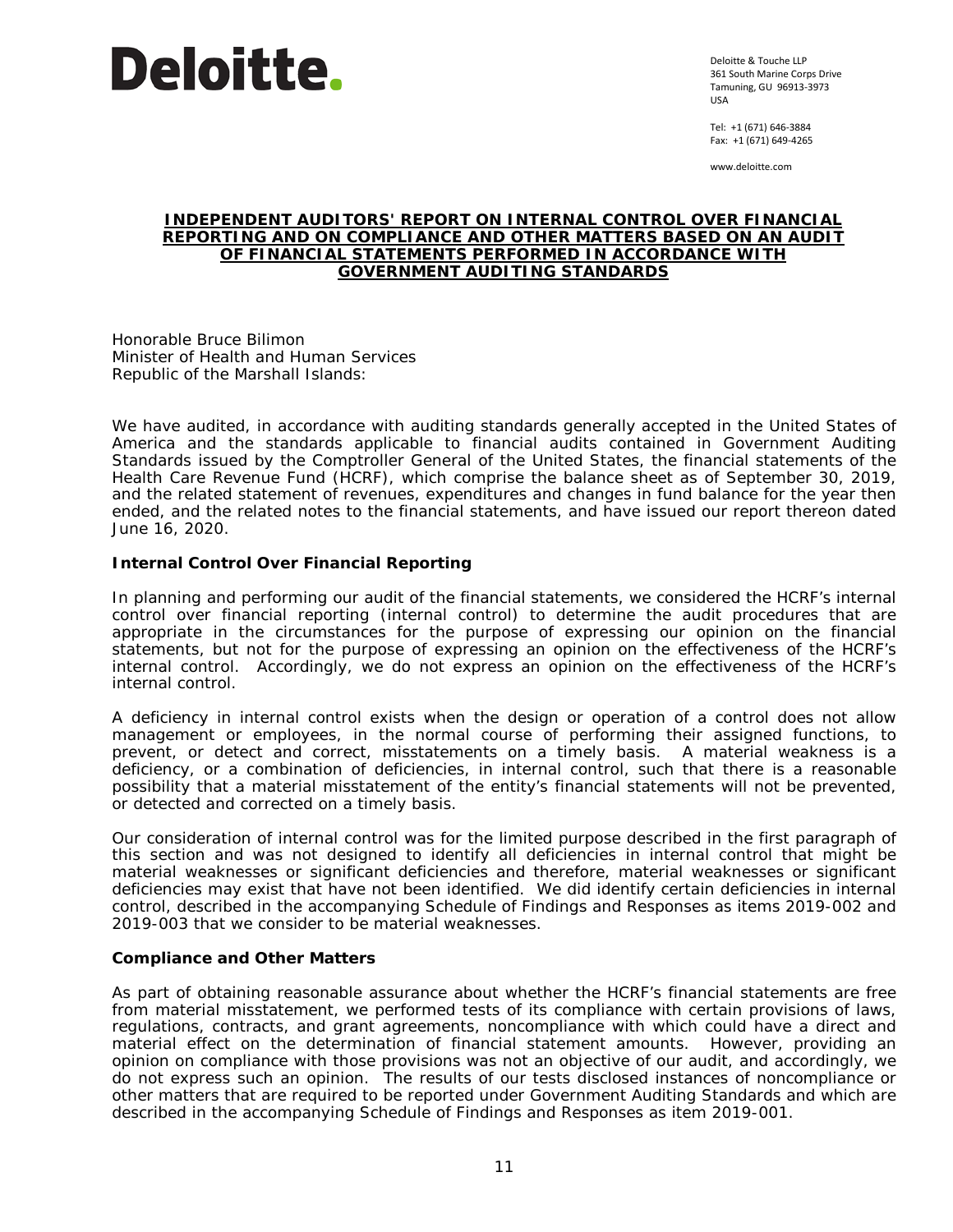**Deloitte.**

Deloitte & Touche LLP
361 South Marine Corps Drive
Tamuning, GU 96913-3973
USA

Tel: +1 (671) 646-3884
Fax: +1 (671) 649-4265

www.deloitte.com

## INDEPENDENT AUDITORS' REPORT ON INTERNAL CONTROL OVER FINANCIAL REPORTING AND ON COMPLIANCE AND OTHER MATTERS BASED ON AN AUDIT OF FINANCIAL STATEMENTS PERFORMED IN ACCORDANCE WITH *GOVERNMENT AUDITING STANDARDS*

Honorable Bruce Bilimon
Minister of Health and Human Services
Republic of the Marshall Islands:

We have audited, in accordance with auditing standards generally accepted in the United States of America and the standards applicable to financial audits contained in *Government Auditing Standards* issued by the Comptroller General of the United States, the financial statements of the Health Care Revenue Fund (HCRF), which comprise the balance sheet as of September 30, 2019, and the related statement of revenues, expenditures and changes in fund balance for the year then ended, and the related notes to the financial statements, and have issued our report thereon dated June 16, 2020.

**Internal Control Over Financial Reporting**

In planning and performing our audit of the financial statements, we considered the HCRF's internal control over financial reporting (internal control) to determine the audit procedures that are appropriate in the circumstances for the purpose of expressing our opinion on the financial statements, but not for the purpose of expressing an opinion on the effectiveness of the HCRF's internal control. Accordingly, we do not express an opinion on the effectiveness of the HCRF's internal control.

A *deficiency in internal control* exists when the design or operation of a control does not allow management or employees, in the normal course of performing their assigned functions, to prevent, or detect and correct, misstatements on a timely basis. A *material weakness* is a deficiency, or a combination of deficiencies, in internal control, such that there is a reasonable possibility that a material misstatement of the entity's financial statements will not be prevented, or detected and corrected on a timely basis.

Our consideration of internal control was for the limited purpose described in the first paragraph of this section and was not designed to identify all deficiencies in internal control that might be material weaknesses or significant deficiencies and therefore, material weaknesses or significant deficiencies may exist that have not been identified. We did identify certain deficiencies in internal control, described in the accompanying Schedule of Findings and Responses as items 2019-002 and 2019-003 that we consider to be material weaknesses.

**Compliance and Other Matters**

As part of obtaining reasonable assurance about whether the HCRF's financial statements are free from material misstatement, we performed tests of its compliance with certain provisions of laws, regulations, contracts, and grant agreements, noncompliance with which could have a direct and material effect on the determination of financial statement amounts. However, providing an opinion on compliance with those provisions was not an objective of our audit, and accordingly, we do not express such an opinion. The results of our tests disclosed instances of noncompliance or other matters that are required to be reported under *Government Auditing Standards* and which are described in the accompanying Schedule of Findings and Responses as item 2019-001.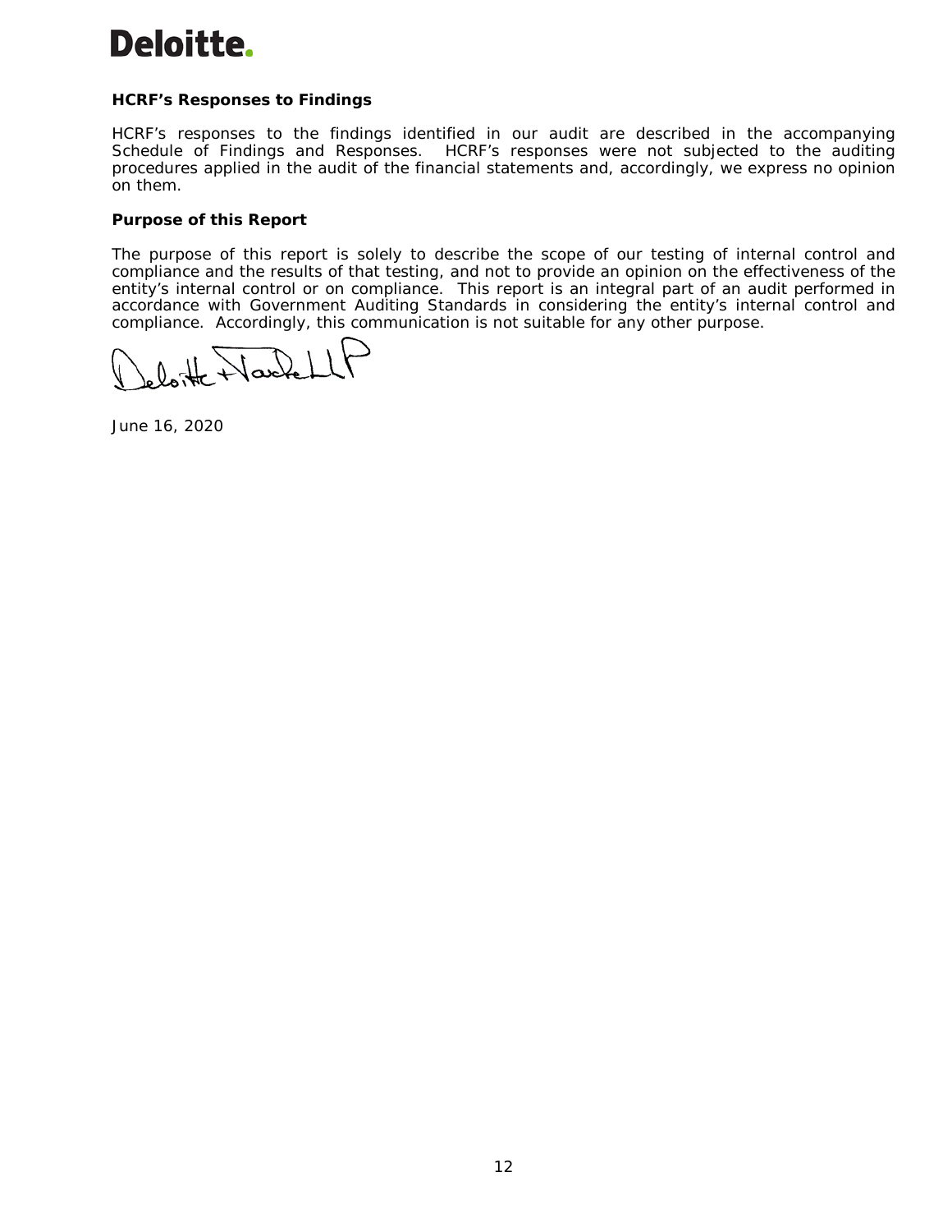**Deloitte.**

### HCRF's Responses to Findings

HCRF's responses to the findings identified in our audit are described in the accompanying Schedule of Findings and Responses. HCRF's responses were not subjected to the auditing procedures applied in the audit of the financial statements and, accordingly, we express no opinion on them.

### Purpose of this Report

The purpose of this report is solely to describe the scope of our testing of internal control and compliance and the results of that testing, and not to provide an opinion on the effectiveness of the entity's internal control or on compliance. This report is an integral part of an audit performed in accordance with Government Auditing Standards in considering the entity's internal control and compliance. Accordingly, this communication is not suitable for any other purpose.

Deloitte & Touche LLP

June 16, 2020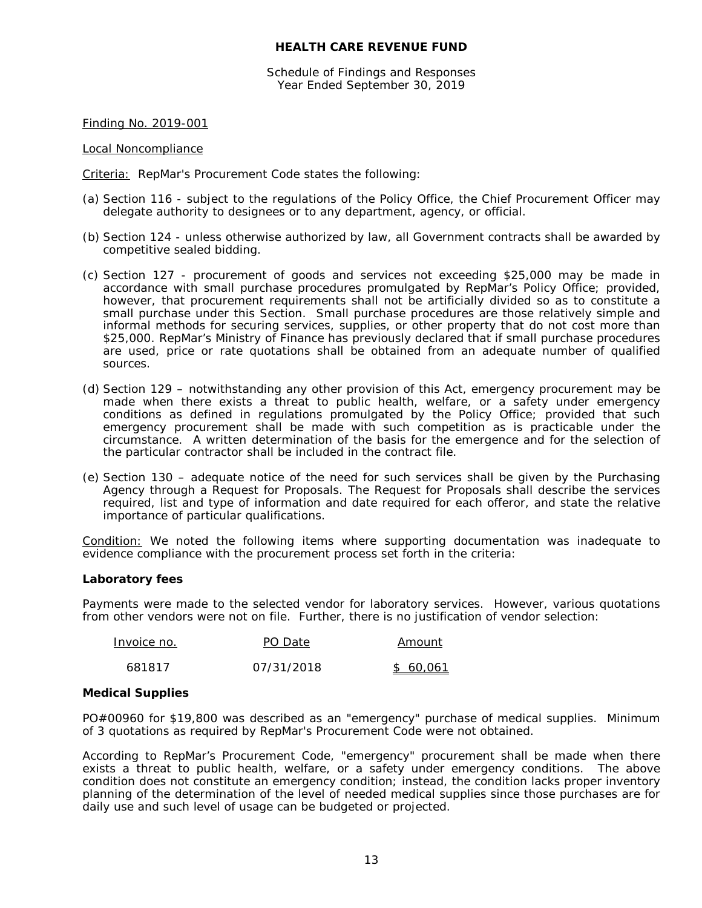**HEALTH CARE REVENUE FUND**

Schedule of Findings and Responses
Year Ended September 30, 2019

Finding No. 2019-001

Local Noncompliance

Criteria: RepMar's Procurement Code states the following:

(a) Section 116 - subject to the regulations of the Policy Office, the Chief Procurement Officer may delegate authority to designees or to any department, agency, or official.

(b) Section 124 - unless otherwise authorized by law, all Government contracts shall be awarded by competitive sealed bidding.

(c) Section 127 - procurement of goods and services not exceeding $25,000 may be made in accordance with small purchase procedures promulgated by RepMar's Policy Office; provided, however, that procurement requirements shall not be artificially divided so as to constitute a small purchase under this Section. Small purchase procedures are those relatively simple and informal methods for securing services, supplies, or other property that do not cost more than $25,000. RepMar's Ministry of Finance has previously declared that if small purchase procedures are used, price or rate quotations shall be obtained from an adequate number of qualified sources.

(d) Section 129 – notwithstanding any other provision of this Act, emergency procurement may be made when there exists a threat to public health, welfare, or a safety under emergency conditions as defined in regulations promulgated by the Policy Office; provided that such emergency procurement shall be made with such competition as is practicable under the circumstance. A written determination of the basis for the emergence and for the selection of the particular contractor shall be included in the contract file.

(e) Section 130 – adequate notice of the need for such services shall be given by the Purchasing Agency through a Request for Proposals. The Request for Proposals shall describe the services required, list and type of information and date required for each offeror, and state the relative importance of particular qualifications.

Condition: We noted the following items where supporting documentation was inadequate to evidence compliance with the procurement process set forth in the criteria:

**Laboratory fees**

Payments were made to the selected vendor for laboratory services. However, various quotations from other vendors were not on file. Further, there is no justification of vendor selection:

| Invoice no. | PO Date | Amount |
|---|---|---|
| 681817 | 07/31/2018 | $ 60,061 |

**Medical Supplies**

PO#00960 for $19,800 was described as an "emergency" purchase of medical supplies. Minimum of 3 quotations as required by RepMar's Procurement Code were not obtained.

According to RepMar's Procurement Code, "emergency" procurement shall be made when there exists a threat to public health, welfare, or a safety under emergency conditions. The above condition does not constitute an emergency condition; instead, the condition lacks proper inventory planning of the determination of the level of needed medical supplies since those purchases are for daily use and such level of usage can be budgeted or projected.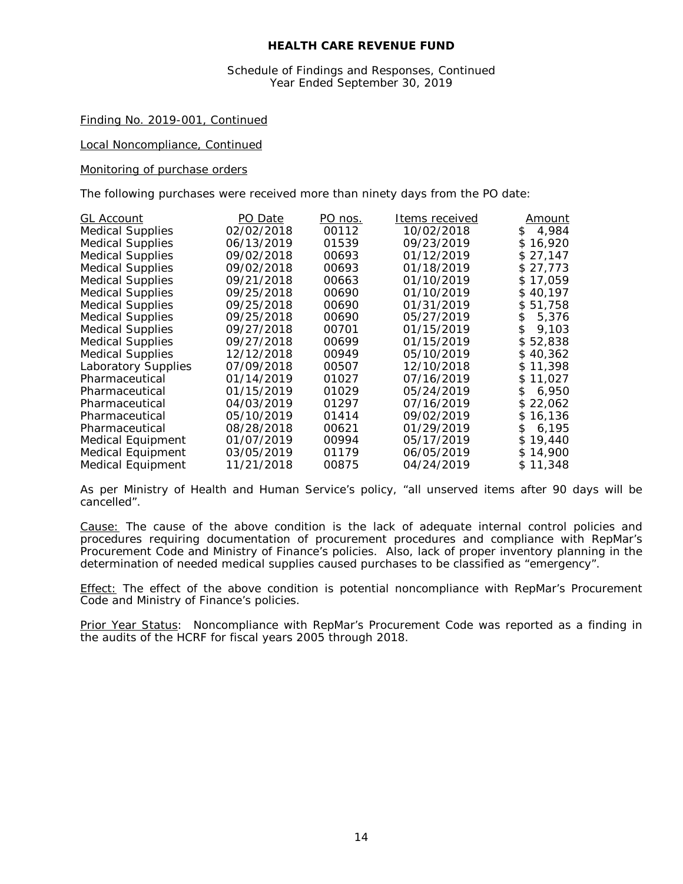# HEALTH CARE REVENUE FUND

Schedule of Findings and Responses, Continued
Year Ended September 30, 2019

Finding No. 2019-001, Continued

Local Noncompliance, Continued

Monitoring of purchase orders

The following purchases were received more than ninety days from the PO date:

| GL Account | PO Date | PO nos. | Items received | Amount |
|---|---|---|---|---|
| Medical Supplies | 02/02/2018 | 00112 | 10/02/2018 | $ 4,984 |
| Medical Supplies | 06/13/2019 | 01539 | 09/23/2019 | $ 16,920 |
| Medical Supplies | 09/02/2018 | 00693 | 01/12/2019 | $ 27,147 |
| Medical Supplies | 09/02/2018 | 00693 | 01/18/2019 | $ 27,773 |
| Medical Supplies | 09/21/2018 | 00663 | 01/10/2019 | $ 17,059 |
| Medical Supplies | 09/25/2018 | 00690 | 01/10/2019 | $ 40,197 |
| Medical Supplies | 09/25/2018 | 00690 | 01/31/2019 | $ 51,758 |
| Medical Supplies | 09/25/2018 | 00690 | 05/27/2019 | $ 5,376 |
| Medical Supplies | 09/27/2018 | 00701 | 01/15/2019 | $ 9,103 |
| Medical Supplies | 09/27/2018 | 00699 | 01/15/2019 | $ 52,838 |
| Medical Supplies | 12/12/2018 | 00949 | 05/10/2019 | $ 40,362 |
| Laboratory Supplies | 07/09/2018 | 00507 | 12/10/2018 | $ 11,398 |
| Pharmaceutical | 01/14/2019 | 01027 | 07/16/2019 | $ 11,027 |
| Pharmaceutical | 01/15/2019 | 01029 | 05/24/2019 | $ 6,950 |
| Pharmaceutical | 04/03/2019 | 01297 | 07/16/2019 | $ 22,062 |
| Pharmaceutical | 05/10/2019 | 01414 | 09/02/2019 | $ 16,136 |
| Pharmaceutical | 08/28/2018 | 00621 | 01/29/2019 | $ 6,195 |
| Medical Equipment | 01/07/2019 | 00994 | 05/17/2019 | $ 19,440 |
| Medical Equipment | 03/05/2019 | 01179 | 06/05/2019 | $ 14,900 |
| Medical Equipment | 11/21/2018 | 00875 | 04/24/2019 | $ 11,348 |

As per Ministry of Health and Human Service's policy, "all unserved items after 90 days will be cancelled".

Cause: The cause of the above condition is the lack of adequate internal control policies and procedures requiring documentation of procurement procedures and compliance with RepMar's Procurement Code and Ministry of Finance's policies. Also, lack of proper inventory planning in the determination of needed medical supplies caused purchases to be classified as "emergency".

Effect: The effect of the above condition is potential noncompliance with RepMar's Procurement Code and Ministry of Finance's policies.

Prior Year Status: Noncompliance with RepMar's Procurement Code was reported as a finding in the audits of the HCRF for fiscal years 2005 through 2018.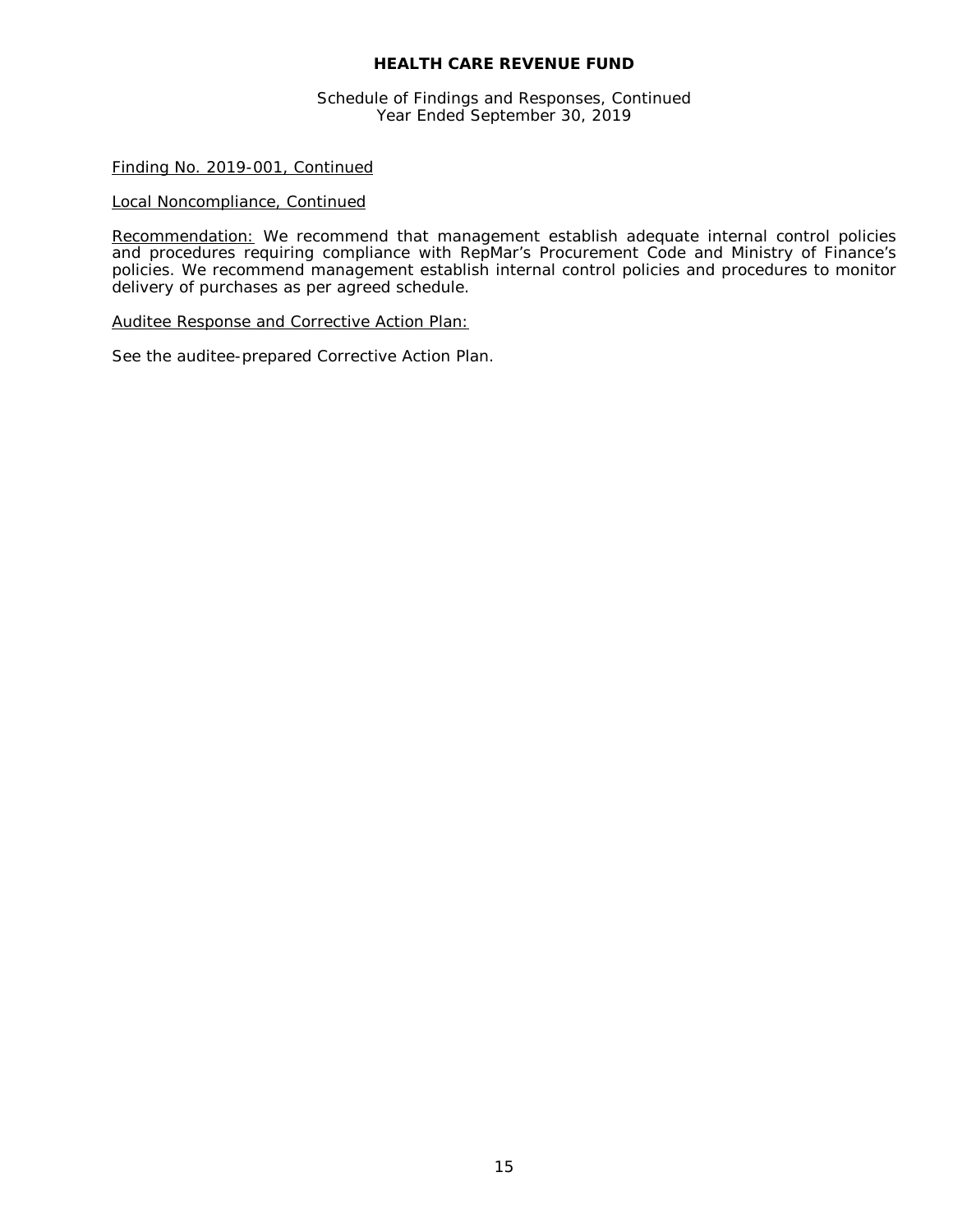# HEALTH CARE REVENUE FUND

Schedule of Findings and Responses, Continued
Year Ended September 30, 2019

Finding No. 2019-001, Continued

Local Noncompliance, Continued

Recommendation: We recommend that management establish adequate internal control policies and procedures requiring compliance with RepMar's Procurement Code and Ministry of Finance's policies. We recommend management establish internal control policies and procedures to monitor delivery of purchases as per agreed schedule.

Auditee Response and Corrective Action Plan:

See the auditee-prepared Corrective Action Plan.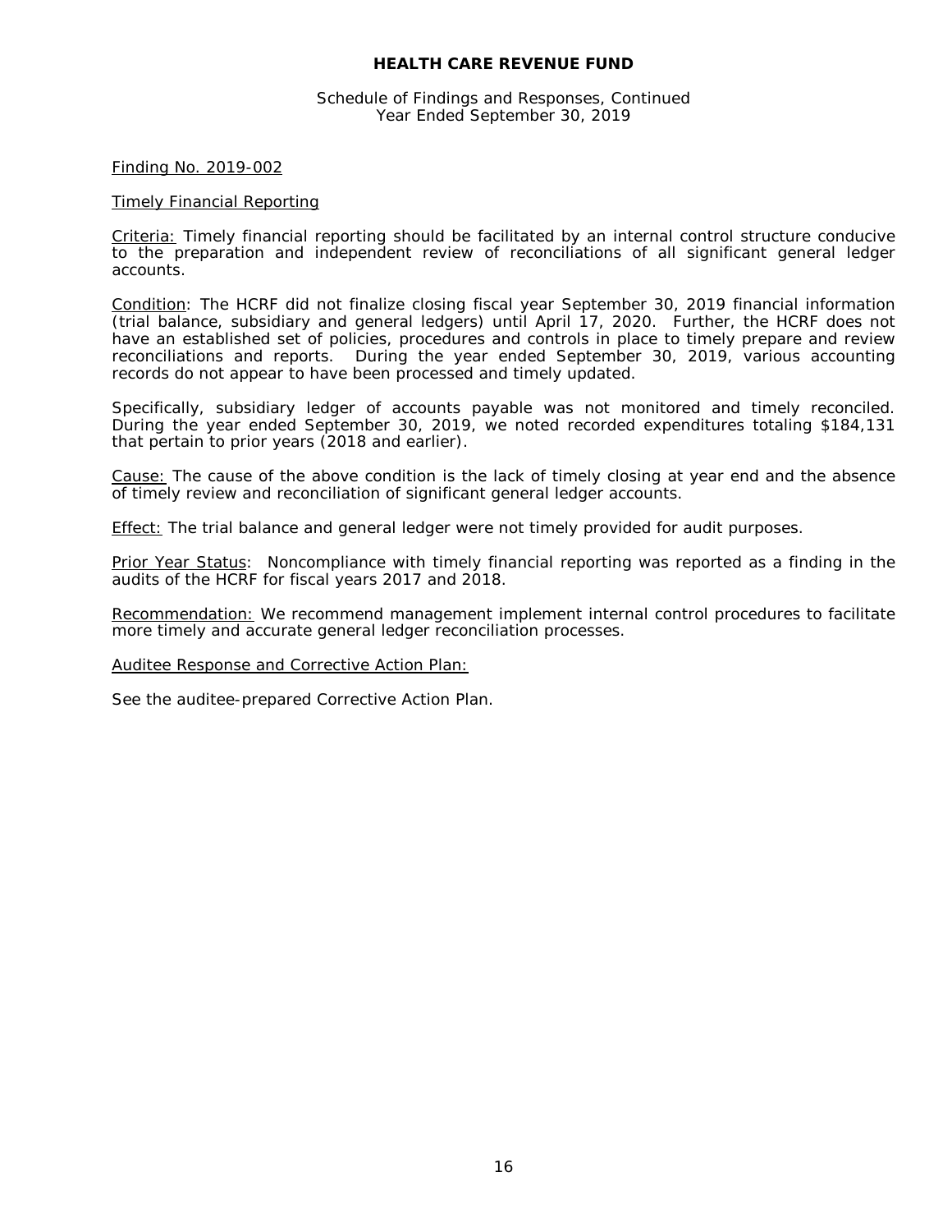# HEALTH CARE REVENUE FUND

Schedule of Findings and Responses, Continued
Year Ended September 30, 2019

Finding No. 2019-002

Timely Financial Reporting

Criteria: Timely financial reporting should be facilitated by an internal control structure conducive to the preparation and independent review of reconciliations of all significant general ledger accounts.

Condition: The HCRF did not finalize closing fiscal year September 30, 2019 financial information (trial balance, subsidiary and general ledgers) until April 17, 2020. Further, the HCRF does not have an established set of policies, procedures and controls in place to timely prepare and review reconciliations and reports. During the year ended September 30, 2019, various accounting records do not appear to have been processed and timely updated.

Specifically, subsidiary ledger of accounts payable was not monitored and timely reconciled. During the year ended September 30, 2019, we noted recorded expenditures totaling $184,131 that pertain to prior years (2018 and earlier).

Cause: The cause of the above condition is the lack of timely closing at year end and the absence of timely review and reconciliation of significant general ledger accounts.

Effect: The trial balance and general ledger were not timely provided for audit purposes.

Prior Year Status: Noncompliance with timely financial reporting was reported as a finding in the audits of the HCRF for fiscal years 2017 and 2018.

Recommendation: We recommend management implement internal control procedures to facilitate more timely and accurate general ledger reconciliation processes.

Auditee Response and Corrective Action Plan:

See the auditee-prepared Corrective Action Plan.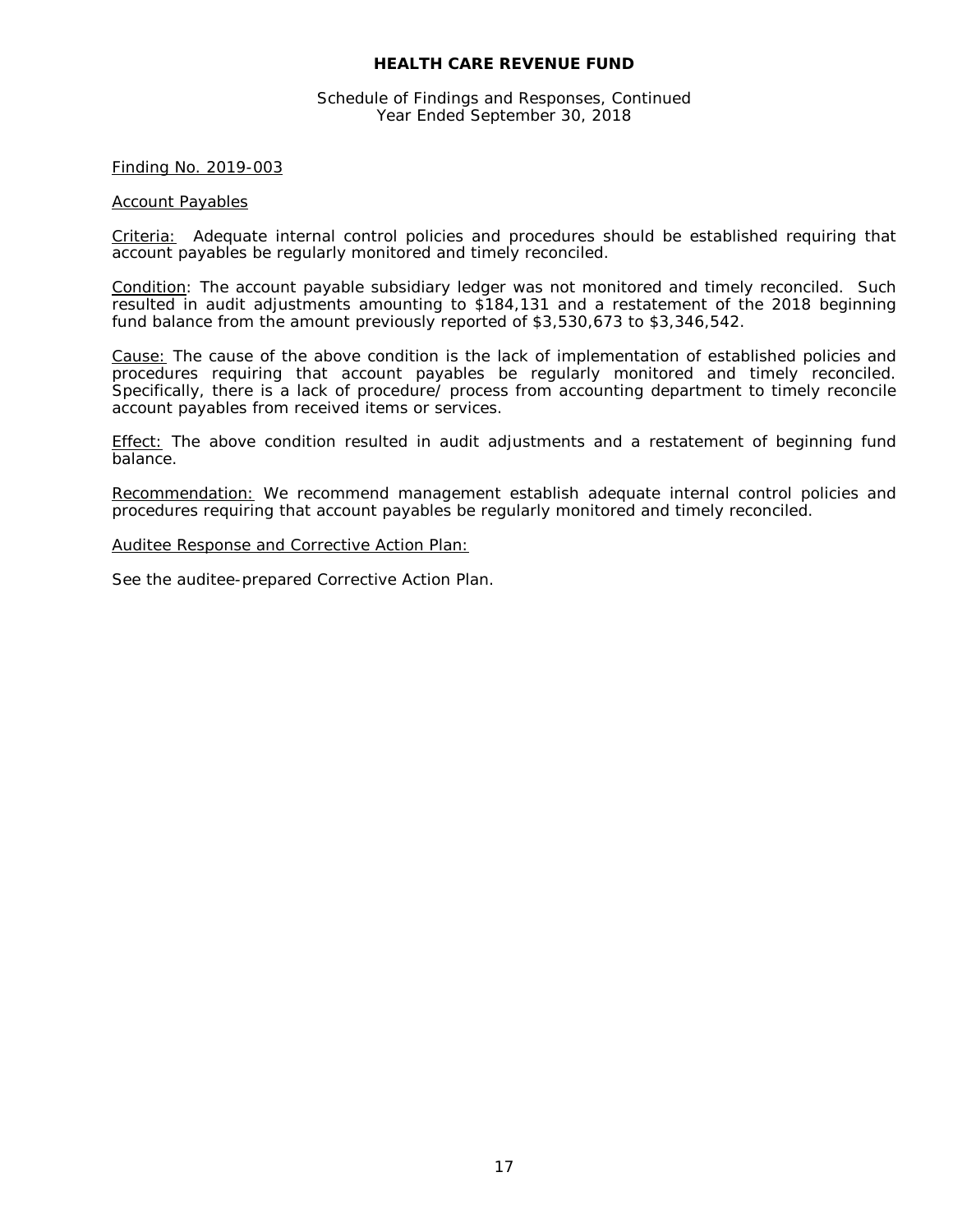**HEALTH CARE REVENUE FUND**

Schedule of Findings and Responses, Continued
Year Ended September 30, 2018

Finding No. 2019-003

Account Payables

Criteria: Adequate internal control policies and procedures should be established requiring that account payables be regularly monitored and timely reconciled.

Condition: The account payable subsidiary ledger was not monitored and timely reconciled. Such resulted in audit adjustments amounting to $184,131 and a restatement of the 2018 beginning fund balance from the amount previously reported of $3,530,673 to $3,346,542.

Cause: The cause of the above condition is the lack of implementation of established policies and procedures requiring that account payables be regularly monitored and timely reconciled. Specifically, there is a lack of procedure/ process from accounting department to timely reconcile account payables from received items or services.

Effect: The above condition resulted in audit adjustments and a restatement of beginning fund balance.

Recommendation: We recommend management establish adequate internal control policies and procedures requiring that account payables be regularly monitored and timely reconciled.

Auditee Response and Corrective Action Plan:

See the auditee-prepared Corrective Action Plan.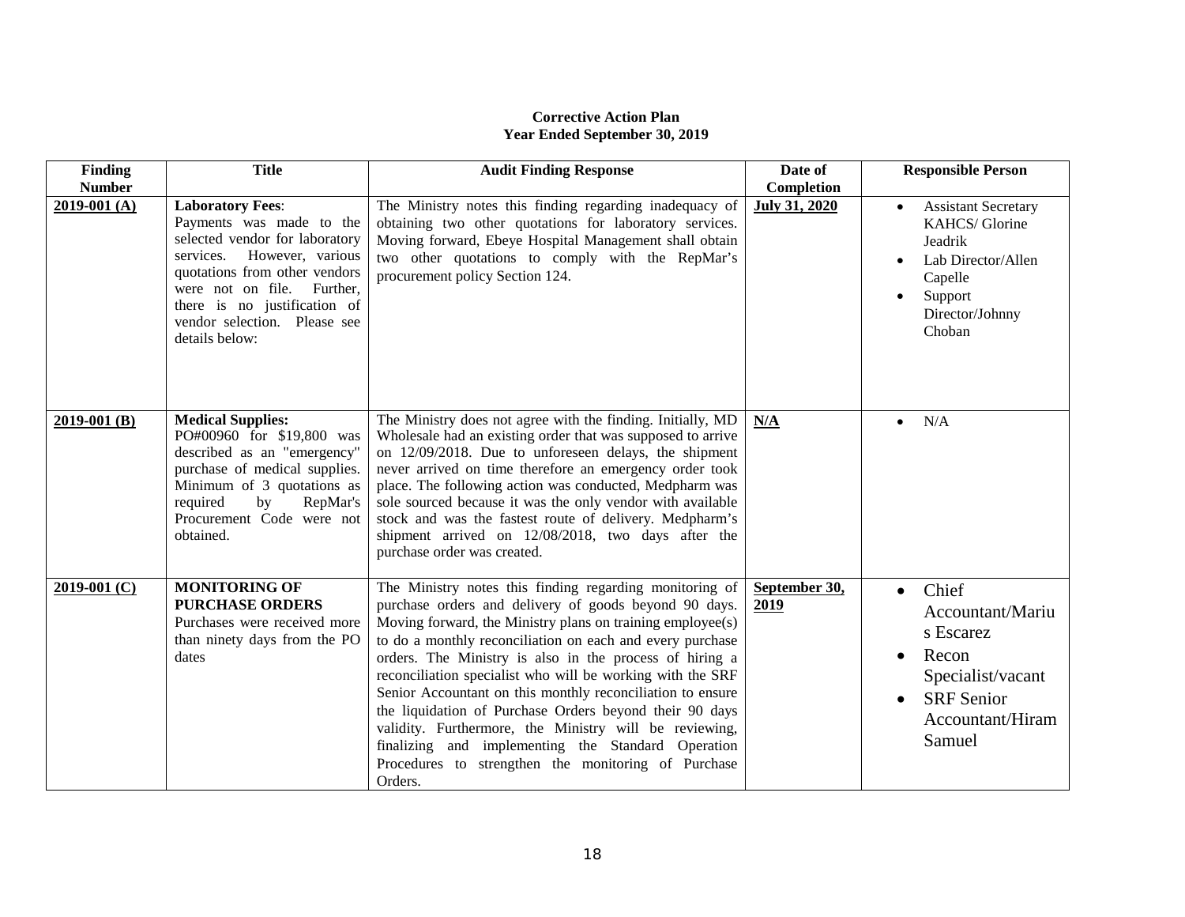**Corrective Action Plan**
**Year Ended September 30, 2019**

| Finding Number | Title | Audit Finding Response | Date of Completion | Responsible Person |
|---|---|---|---|---|
| **2019-001 (A)** | **Laboratory Fees**: Payments was made to the selected vendor for laboratory services. However, various quotations from other vendors were not on file. Further, there is no justification of vendor selection. Please see details below: | The Ministry notes this finding regarding inadequacy of obtaining two other quotations for laboratory services. Moving forward, Ebeye Hospital Management shall obtain two other quotations to comply with the RepMar's procurement policy Section 124. | **July 31, 2020** | • Assistant Secretary KAHCS/ Glorine Jeadrik<br>• Lab Director/Allen Capelle<br>• Support Director/Johnny Choban |
| **2019-001 (B)** | **Medical Supplies:** PO#00960 for $19,800 was described as an "emergency" purchase of medical supplies. Minimum of 3 quotations as required by RepMar's Procurement Code were not obtained. | The Ministry does not agree with the finding. Initially, MD Wholesale had an existing order that was supposed to arrive on 12/09/2018. Due to unforeseen delays, the shipment never arrived on time therefore an emergency order took place. The following action was conducted, Medpharm was sole sourced because it was the only vendor with available stock and was the fastest route of delivery. Medpharm's shipment arrived on 12/08/2018, two days after the purchase order was created. | **N/A** | • N/A |
| **2019-001 (C)** | **MONITORING OF PURCHASE ORDERS** Purchases were received more than ninety days from the PO dates | The Ministry notes this finding regarding monitoring of purchase orders and delivery of goods beyond 90 days. Moving forward, the Ministry plans on training employee(s) to do a monthly reconciliation on each and every purchase orders. The Ministry is also in the process of hiring a reconciliation specialist who will be working with the SRF Senior Accountant on this monthly reconciliation to ensure the liquidation of Purchase Orders beyond their 90 days validity. Furthermore, the Ministry will be reviewing, finalizing and implementing the Standard Operation Procedures to strengthen the monitoring of Purchase Orders. | **September 30, 2019** | • Chief Accountant/Marius Escarez<br>• Recon Specialist/vacant<br>• SRF Senior Accountant/Hiram Samuel |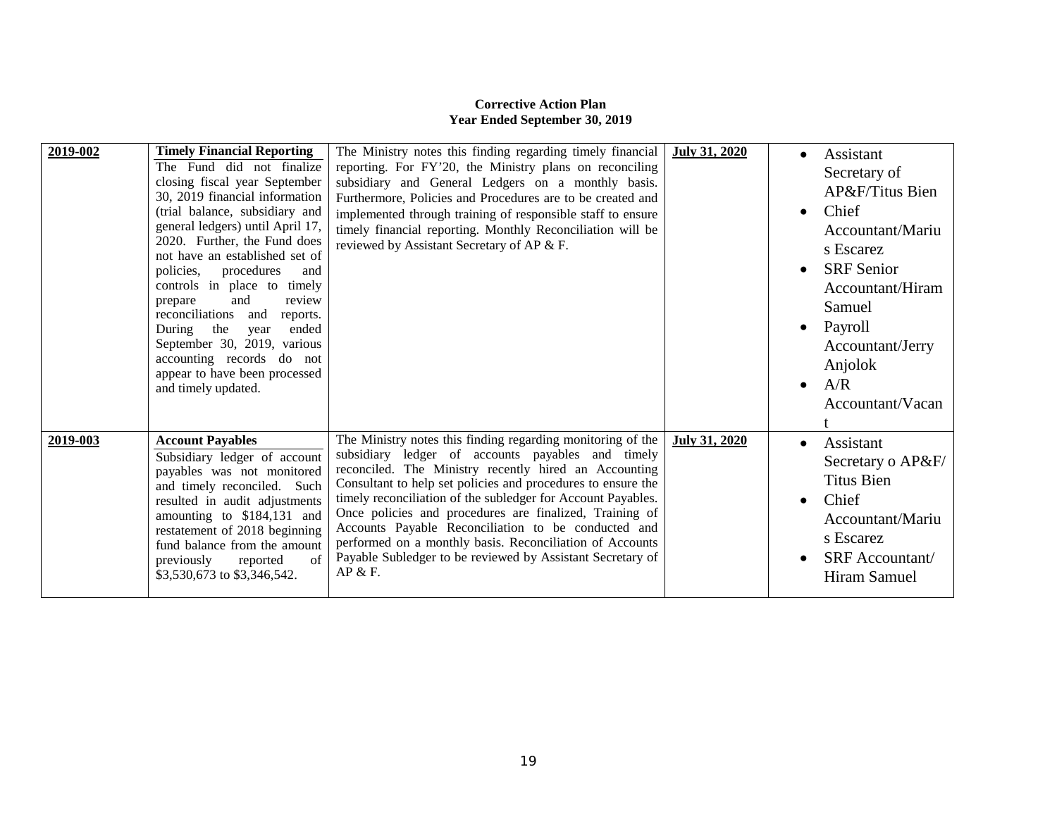**Corrective Action Plan**
**Year Ended September 30, 2019**

| | | | | |
|---|---|---|---|---|
| **2019-002** | **Timely Financial Reporting** The Fund did not finalize closing fiscal year September 30, 2019 financial information (trial balance, subsidiary and general ledgers) until April 17, 2020. Further, the Fund does not have an established set of policies, procedures and controls in place to timely prepare and review reconciliations and reports. During the year ended September 30, 2019, various accounting records do not appear to have been processed and timely updated. | The Ministry notes this finding regarding timely financial reporting. For FY'20, the Ministry plans on reconciling subsidiary and General Ledgers on a monthly basis. Furthermore, Policies and Procedures are to be created and implemented through training of responsible staff to ensure timely financial reporting. Monthly Reconciliation will be reviewed by Assistant Secretary of AP & F. | **July 31, 2020** | • Assistant Secretary of AP&F/Titus Bien<br>• Chief Accountant/Marius Escarez<br>• SRF Senior Accountant/Hiram Samuel<br>• Payroll Accountant/Jerry Anjolok<br>• A/R Accountant/Vacant |
| **2019-003** | **Account Payables** Subsidiary ledger of account payables was not monitored and timely reconciled. Such resulted in audit adjustments amounting to $184,131 and restatement of 2018 beginning fund balance from the amount previously reported of $3,530,673 to $3,346,542. | The Ministry notes this finding regarding monitoring of the subsidiary ledger of accounts payables and timely reconciled. The Ministry recently hired an Accounting Consultant to help set policies and procedures to ensure the timely reconciliation of the subledger for Account Payables. Once policies and procedures are finalized, Training of Accounts Payable Reconciliation to be conducted and performed on a monthly basis. Reconciliation of Accounts Payable Subledger to be reviewed by Assistant Secretary of AP & F. | **July 31, 2020** | • Assistant Secretary o AP&F/ Titus Bien<br>• Chief Accountant/Marius Escarez<br>• SRF Accountant/ Hiram Samuel |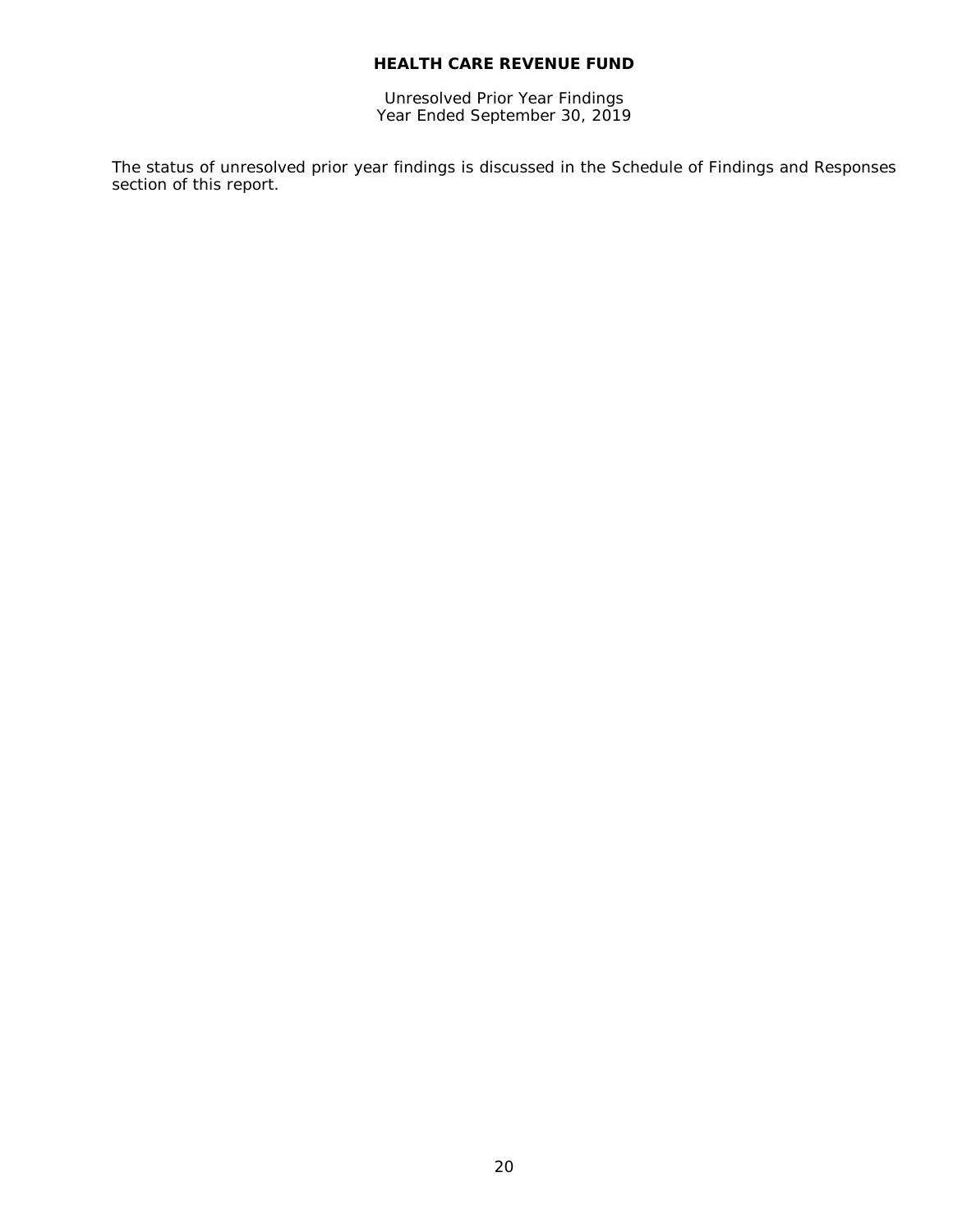# HEALTH CARE REVENUE FUND

Unresolved Prior Year Findings
Year Ended September 30, 2019

The status of unresolved prior year findings is discussed in the Schedule of Findings and Responses section of this report.